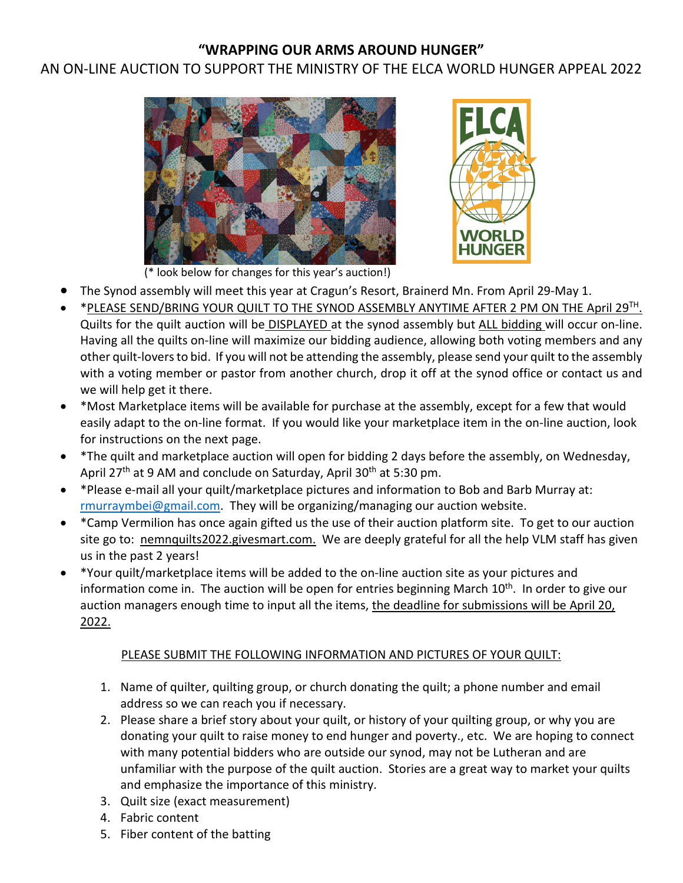# "WRAPPING OUR ARMS AROUND HUNGER"

## AN ON-LINE AUCTION TO SUPPORT THE MINISTRY OF THE ELCA WORLD HUNGER APPEAL 2022

(* look below for changes for this year's auction!)

- The Synod assembly will meet this year at Cragun's Resort, Brainerd Mn. From April 29-May 1.
- *PLEASE SEND/BRING YOUR QUILT TO THE SYNOD ASSEMBLY ANYTIME AFTER 2 PM ON THE April 29TH. Quilts for the quilt auction will be DISPLAYED at the synod assembly but ALL bidding will occur on-line. Having all the quilts on-line will maximize our bidding audience, allowing both voting members and any other quilt-lovers to bid. If you will not be attending the assembly, please send your quilt to the assembly with a voting member or pastor from another church, drop it off at the synod office or contact us and we will help get it there.
- *Most Marketplace items will be available for purchase at the assembly, except for a few that would easily adapt to the on-line format. If you would like your marketplace item in the on-line auction, look for instructions on the next page.
- *The quilt and marketplace auction will open for bidding 2 days before the assembly, on Wednesday, April 27th at 9 AM and conclude on Saturday, April 30th at 5:30 pm.
- *Please e-mail all your quilt/marketplace pictures and information to Bob and Barb Murray at: rmurraymbei@gmail.com. They will be organizing/managing our auction website.
- *Camp Vermilion has once again gifted us the use of their auction platform site. To get to our auction site go to: nemnquilts2022.givesmart.com. We are deeply grateful for all the help VLM staff has given us in the past 2 years!
- *Your quilt/marketplace items will be added to the on-line auction site as your pictures and information come in. The auction will be open for entries beginning March 10th. In order to give our auction managers enough time to input all the items, the deadline for submissions will be April 20, 2022.

PLEASE SUBMIT THE FOLLOWING INFORMATION AND PICTURES OF YOUR QUILT:

1. Name of quilter, quilting group, or church donating the quilt; a phone number and email address so we can reach you if necessary.
2. Please share a brief story about your quilt, or history of your quilting group, or why you are donating your quilt to raise money to end hunger and poverty., etc. We are hoping to connect with many potential bidders who are outside our synod, may not be Lutheran and are unfamiliar with the purpose of the quilt auction. Stories are a great way to market your quilts and emphasize the importance of this ministry.
3. Quilt size (exact measurement)
4. Fabric content
5. Fiber content of the batting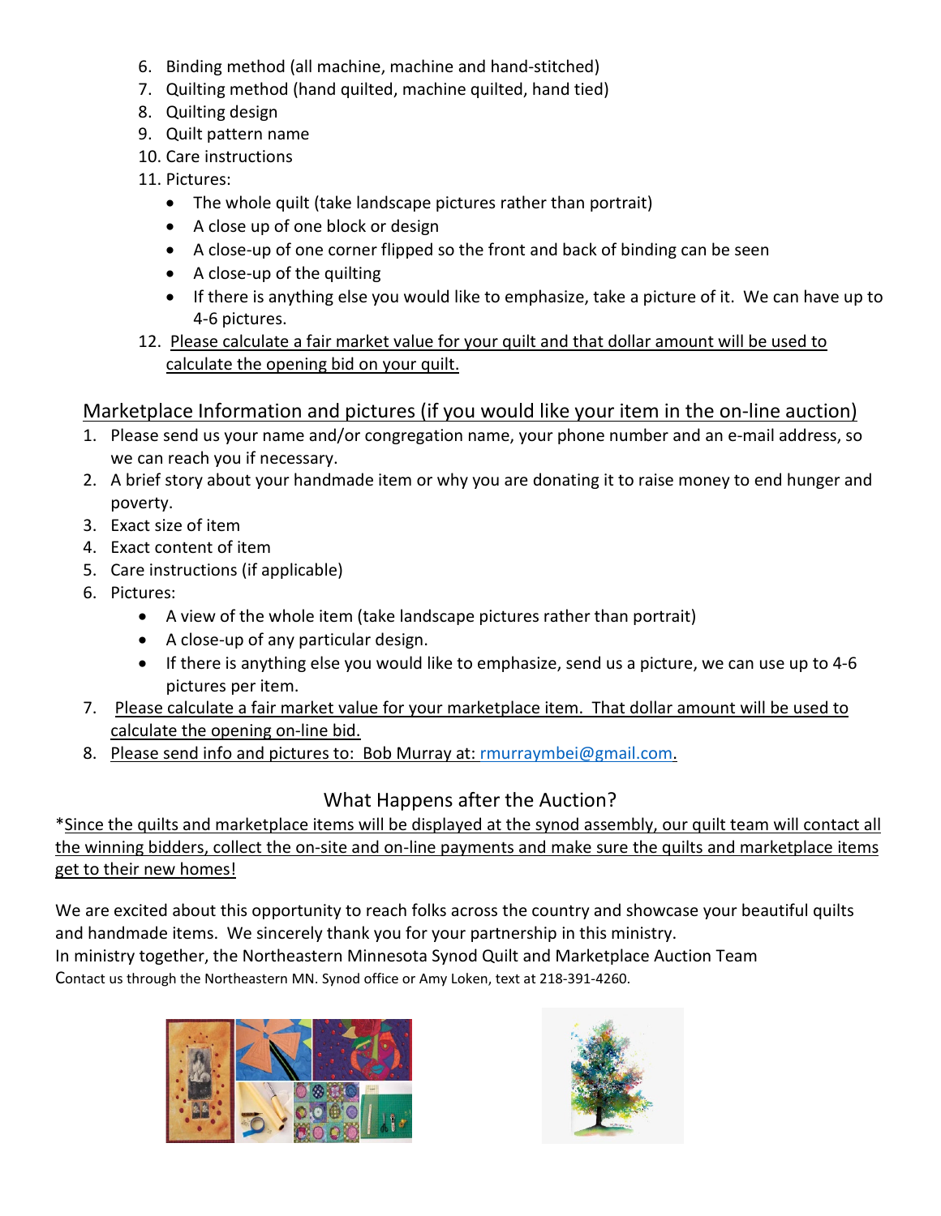6. Binding method (all machine, machine and hand-stitched)
7. Quilting method (hand quilted, machine quilted, hand tied)
8. Quilting design
9. Quilt pattern name
10. Care instructions
11. Pictures:
    - The whole quilt (take landscape pictures rather than portrait)
    - A close up of one block or design
    - A close-up of one corner flipped so the front and back of binding can be seen
    - A close-up of the quilting
    - If there is anything else you would like to emphasize, take a picture of it. We can have up to 4-6 pictures.
12. Please calculate a fair market value for your quilt and that dollar amount will be used to calculate the opening bid on your quilt.

## Marketplace Information and pictures (if you would like your item in the on-line auction)

1. Please send us your name and/or congregation name, your phone number and an e-mail address, so we can reach you if necessary.
2. A brief story about your handmade item or why you are donating it to raise money to end hunger and poverty.
3. Exact size of item
4. Exact content of item
5. Care instructions (if applicable)
6. Pictures:
    - A view of the whole item (take landscape pictures rather than portrait)
    - A close-up of any particular design.
    - If there is anything else you would like to emphasize, send us a picture, we can use up to 4-6 pictures per item.
7. Please calculate a fair market value for your marketplace item. That dollar amount will be used to calculate the opening on-line bid.
8. Please send info and pictures to: Bob Murray at: rmurraymbei@gmail.com.

## What Happens after the Auction?

*Since the quilts and marketplace items will be displayed at the synod assembly, our quilt team will contact all the winning bidders, collect the on-site and on-line payments and make sure the quilts and marketplace items get to their new homes!

We are excited about this opportunity to reach folks across the country and showcase your beautiful quilts and handmade items. We sincerely thank you for your partnership in this ministry.
In ministry together, the Northeastern Minnesota Synod Quilt and Marketplace Auction Team
Contact us through the Northeastern MN. Synod office or Amy Loken, text at 218-391-4260.